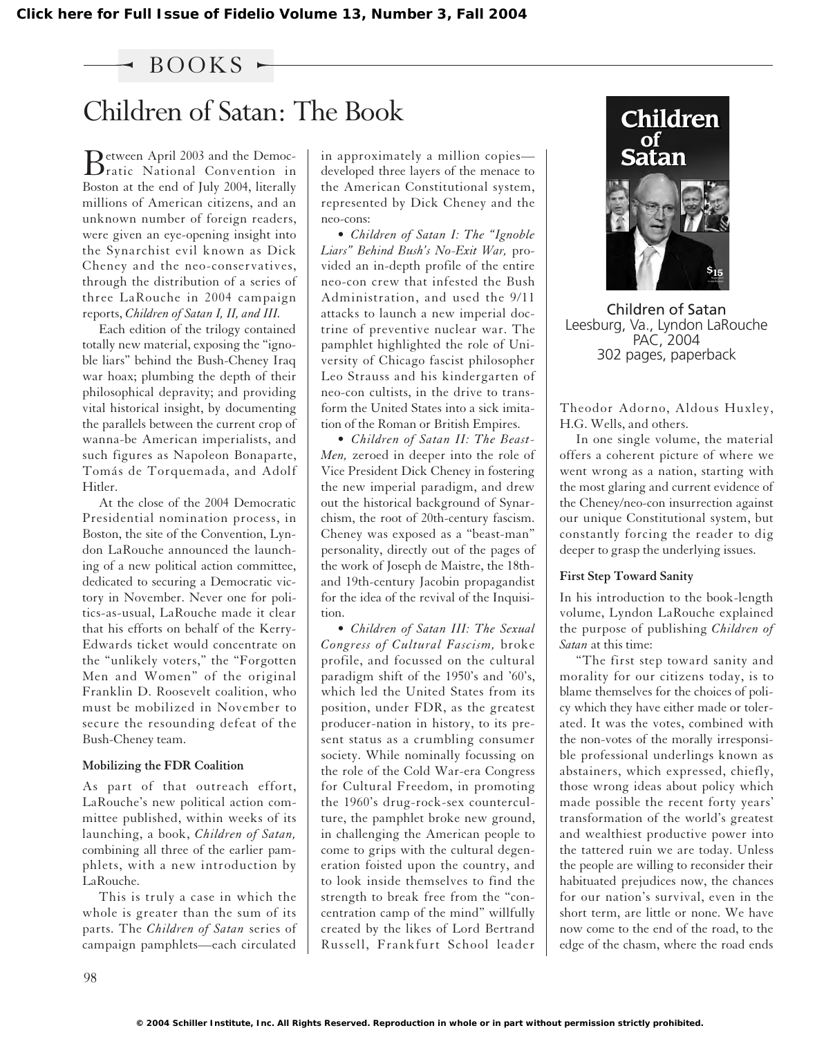BOOKS

# Children of Satan: The Book

Between April 2003 and the Democratic National Convention in Boston at the end of July 2004, literally millions of American citizens, and an unknown number of foreign readers, were given an eye-opening insight into the Synarchist evil known as Dick Cheney and the neo-conservatives, through the distribution of a series of three LaRouche in 2004 campaign reports, *Children of Satan I, II, and III.*

Each edition of the trilogy contained totally new material, exposing the "ignoble liars" behind the Bush-Cheney Iraq war hoax; plumbing the depth of their philosophical depravity; and providing vital historical insight, by documenting the parallels between the current crop of wanna-be American imperialists, and such figures as Napoleon Bonaparte, Tomás de Torquemada, and Adolf Hitler.

At the close of the 2004 Democratic Presidential nomination process, in Boston, the site of the Convention, Lyndon LaRouche announced the launching of a new political action committee, dedicated to securing a Democratic victory in November. Never one for politics-as-usual, LaRouche made it clear that his efforts on behalf of the Kerry-Edwards ticket would concentrate on the "unlikely voters," the "Forgotten Men and Women" of the original Franklin D. Roosevelt coalition, who must be mobilized in November to secure the resounding defeat of the Bush-Cheney team.

### Mobilizing the FDR Coalition

As part of that outreach effort, LaRouche's new political action committee published, within weeks of its launching, a book, *Children of Satan,* combining all three of the earlier pamphlets, with a new introduction by LaRouche.

This is truly a case in which the whole is greater than the sum of its parts. The *Children of Satan* series of campaign pamphlets—each circulated in approximately a million copies—developed three layers of the menace to the American Constitutional system, represented by Dick Cheney and the neo-cons:

- *Children of Satan I: The "Ignoble Liars" Behind Bush's No-Exit War,* provided an in-depth profile of the entire neo-con crew that infested the Bush Administration, and used the 9/11 attacks to launch a new imperial doctrine of preventive nuclear war. The pamphlet highlighted the role of University of Chicago fascist philosopher Leo Strauss and his kindergarten of neo-con cultists, in the drive to transform the United States into a sick imitation of the Roman or British Empires.
- *Children of Satan II: The Beast-Men,* zeroed in deeper into the role of Vice President Dick Cheney in fostering the new imperial paradigm, and drew out the historical background of Synarchism, the root of 20th-century fascism. Cheney was exposed as a "beast-man" personality, directly out of the pages of the work of Joseph de Maistre, the 18th- and 19th-century Jacobin propagandist for the idea of the revival of the Inquisition.
- *Children of Satan III: The Sexual Congress of Cultural Fascism,* broke profile, and focussed on the cultural paradigm shift of the 1950's and '60's, which led the United States from its position, under FDR, as the greatest producer-nation in history, to its present status as a crumbling consumer society. While nominally focussing on the role of the Cold War-era Congress for Cultural Freedom, in promoting the 1960's drug-rock-sex counterculture, the pamphlet broke new ground, in challenging the American people to come to grips with the cultural degeneration foisted upon the country, and to look inside themselves to find the strength to break free from the "concentration camp of the mind" willfully created by the likes of Lord Bertrand Russell, Frankfurt School leader Theodor Adorno, Aldous Huxley, H.G. Wells, and others.

Children of Satan
Leesburg, Va., Lyndon LaRouche PAC, 2004
302 pages, paperback

In one single volume, the material offers a coherent picture of where we went wrong as a nation, starting with the most glaring and current evidence of the Cheney/neo-con insurrection against our unique Constitutional system, but constantly forcing the reader to dig deeper to grasp the underlying issues.

### First Step Toward Sanity

In his introduction to the book-length volume, Lyndon LaRouche explained the purpose of publishing *Children of Satan* at this time:

"The first step toward sanity and morality for our citizens today, is to blame themselves for the choices of policy which they have either made or tolerated. It was the votes, combined with the non-votes of the morally irresponsible professional underlings known as abstainers, which expressed, chiefly, those wrong ideas about policy which made possible the recent forty years' transformation of the world's greatest and wealthiest productive power into the tattered ruin we are today. Unless the people are willing to reconsider their habituated prejudices now, the chances for our nation's survival, even in the short term, are little or none. We have now come to the end of the road, to the edge of the chasm, where the road ends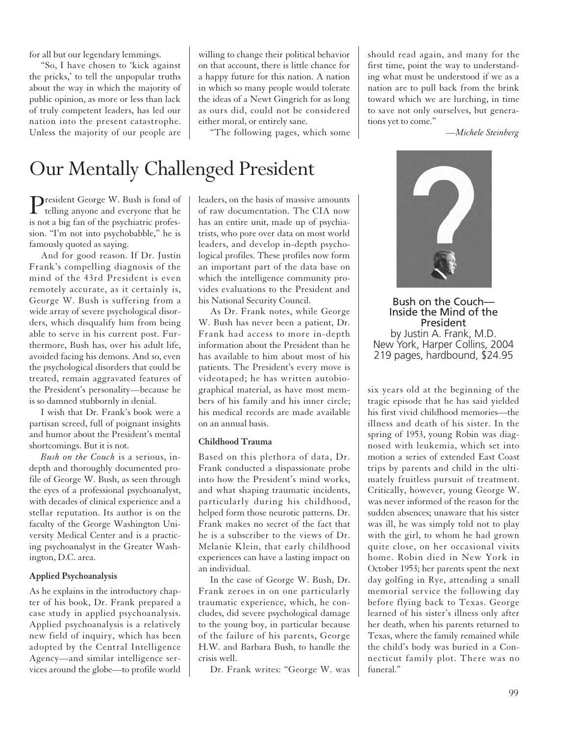for all but our legendary lemmings.

"So, I have chosen to 'kick against the pricks,' to tell the unpopular truths about the way in which the majority of public opinion, as more or less than lack of truly competent leaders, has led our nation into the present catastrophe. Unless the majority of our people are willing to change their political behavior on that account, there is little chance for a happy future for this nation. A nation in which so many people would tolerate the ideas of a Newt Gingrich for as long as ours did, could not be considered either moral, or entirely sane.

"The following pages, which some should read again, and many for the first time, point the way to understanding what must be understood if we as a nation are to pull back from the brink toward which we are lurching, in time to save not only ourselves, but generations yet to come."

—*Michele Steinberg*

# Our Mentally Challenged President

**Bush on the Couch—Inside the Mind of the President**
by Justin A. Frank, M.D.
New York, Harper Collins, 2004
219 pages, hardbound, $24.95

President George W. Bush is fond of telling anyone and everyone that he is not a big fan of the psychiatric profession. "I'm not into psychobabble," he is famously quoted as saying.

And for good reason. If Dr. Justin Frank's compelling diagnosis of the mind of the 43rd President is even remotely accurate, as it certainly is, George W. Bush is suffering from a wide array of severe psychological disorders, which disqualify him from being able to serve in his current post. Furthermore, Bush has, over his adult life, avoided facing his demons. And so, even the psychological disorders that could be treated, remain aggravated features of the President's personality—because he is so damned stubbornly in denial.

I wish that Dr. Frank's book were a partisan screed, full of poignant insights and humor about the President's mental shortcomings. But it is not.

*Bush on the Couch* is a serious, in-depth and thoroughly documented profile of George W. Bush, as seen through the eyes of a professional psychoanalyst, with decades of clinical experience and a stellar reputation. Its author is on the faculty of the George Washington University Medical Center and is a practicing psychoanalyst in the Greater Washington, D.C. area.

### Applied Psychoanalysis

As he explains in the introductory chapter of his book, Dr. Frank prepared a case study in applied psychoanalysis. Applied psychoanalysis is a relatively new field of inquiry, which has been adopted by the Central Intelligence Agency—and similar intelligence services around the globe—to profile world leaders, on the basis of massive amounts of raw documentation. The CIA now has an entire unit, made up of psychiatrists, who pore over data on most world leaders, and develop in-depth psychological profiles. These profiles now form an important part of the data base on which the intelligence community provides evaluations to the President and his National Security Council.

As Dr. Frank notes, while George W. Bush has never been a patient, Dr. Frank had access to more in-depth information about the President than he has available to him about most of his patients. The President's every move is videotaped; he has written autobiographical material, as have most members of his family and his inner circle; his medical records are made available on an annual basis.

### Childhood Trauma

Based on this plethora of data, Dr. Frank conducted a dispassionate probe into how the President's mind works, and what shaping traumatic incidents, particularly during his childhood, helped form those neurotic patterns. Dr. Frank makes no secret of the fact that he is a subscriber to the views of Dr. Melanie Klein, that early childhood experiences can have a lasting impact on an individual.

In the case of George W. Bush, Dr. Frank zeroes in on one particularly traumatic experience, which, he concludes, did severe psychological damage to the young boy, in particular because of the failure of his parents, George H.W. and Barbara Bush, to handle the crisis well.

Dr. Frank writes: "George W. was six years old at the beginning of the tragic episode that he has said yielded his first vivid childhood memories—the illness and death of his sister. In the spring of 1953, young Robin was diagnosed with leukemia, which set into motion a series of extended East Coast trips by parents and child in the ultimately fruitless pursuit of treatment. Critically, however, young George W. was never informed of the reason for the sudden absences; unaware that his sister was ill, he was simply told not to play with the girl, to whom he had grown quite close, on her occasional visits home. Robin died in New York in October 1953; her parents spent the next day golfing in Rye, attending a small memorial service the following day before flying back to Texas. George learned of his sister's illness only after her death, when his parents returned to Texas, where the family remained while the child's body was buried in a Connecticut family plot. There was no funeral."